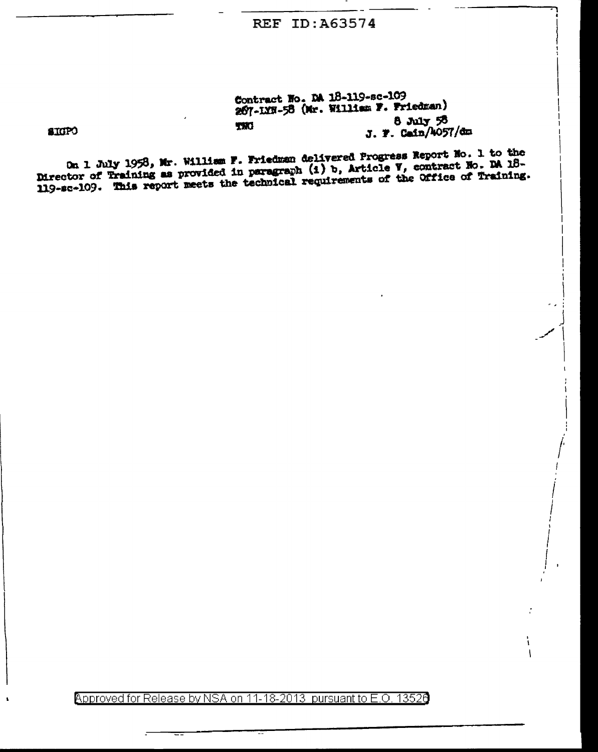REF ID:A63574

Contract No. DA 18-119-sc-109
267-LYN-58 (Mr. William F. Friedman)

SIGPO

TNG

8 July 58
J. F. Cain/4057/dm

On 1 July 1958, Mr. William F. Friedman delivered Progress Report No. 1 to the Director of Training as provided in paragraph (1) b, Article V, contract No. DA 18-119-sc-109. This report meets the technical requirements of the Office of Training.

Approved for Release by NSA on 11-18-2013 pursuant to E.O. 13526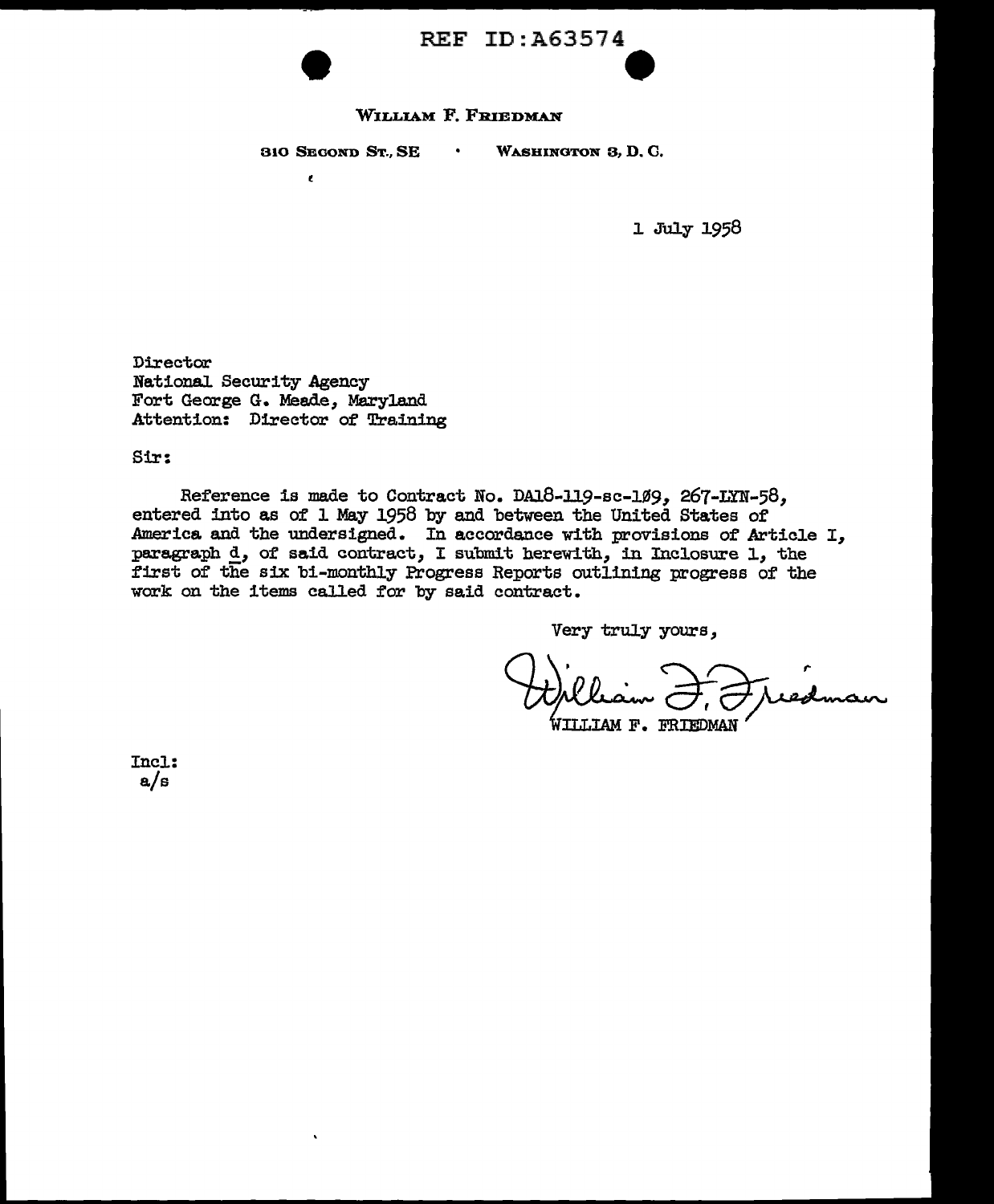REF ID:A63574

WILLIAM F. FRIEDMAN

310 SECOND ST., SE • WASHINGTON 3, D. C.

1 July 1958

Director
National Security Agency
Fort George G. Meade, Maryland
Attention: Director of Training

Sir:

Reference is made to Contract No. DA18-119-sc-1Ø9, 267-LYN-58, entered into as of 1 May 1958 by and between the United States of America and the undersigned. In accordance with provisions of Article I, paragraph d, of said contract, I submit herewith, in Inclosure 1, the first of the six bi-monthly Progress Reports outlining progress of the work on the items called for by said contract.

Very truly yours,

William F. Friedman
WILLIAM F. FRIEDMAN

Incl:
a/s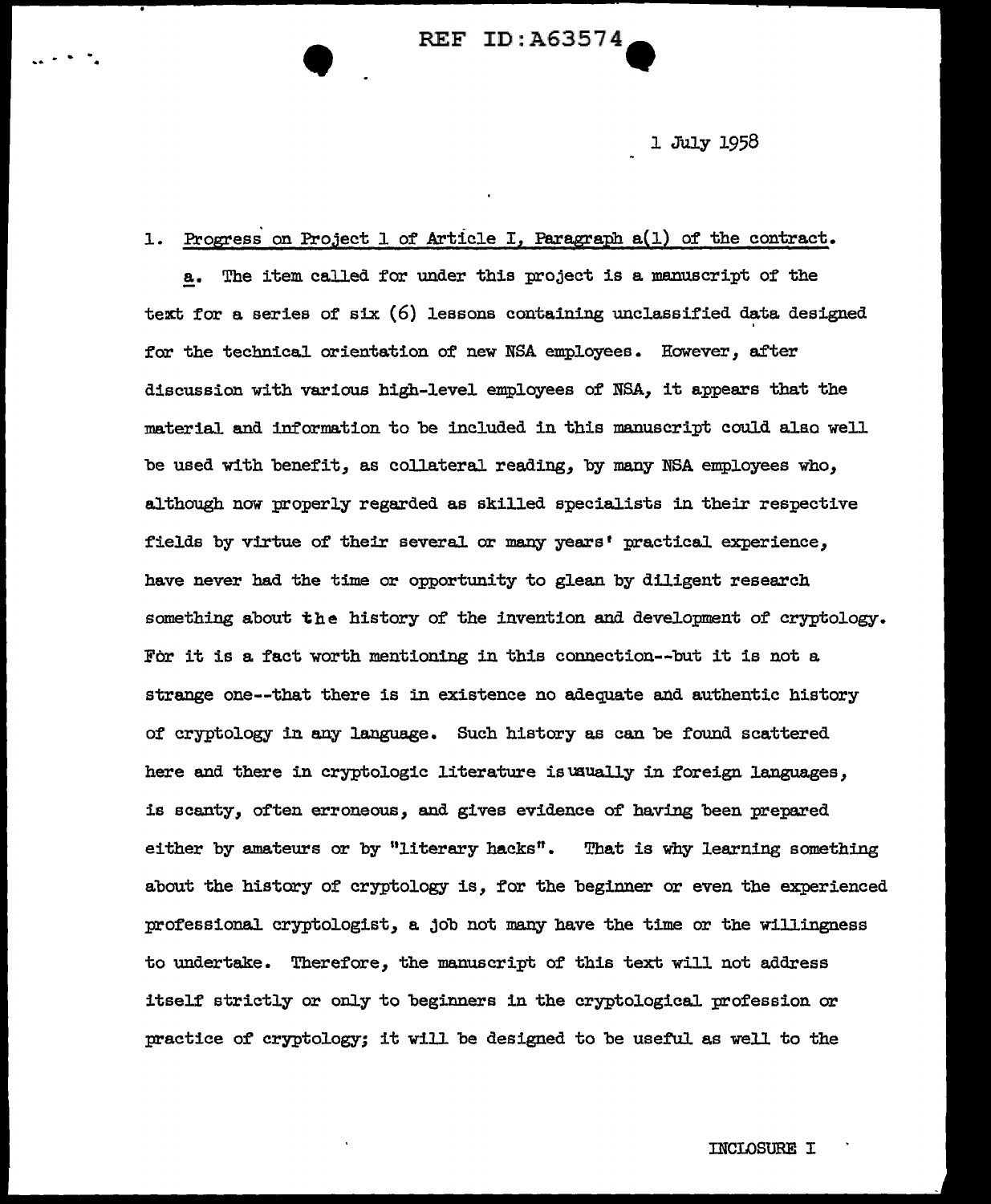1 July 1958

1. Progress on Project 1 of Article I, Paragraph a(1) of the contract.

a. The item called for under this project is a manuscript of the text for a series of six (6) lessons containing unclassified data designed for the technical orientation of new NSA employees. However, after discussion with various high-level employees of NSA, it appears that the material and information to be included in this manuscript could also well be used with benefit, as collateral reading, by many NSA employees who, although now properly regarded as skilled specialists in their respective fields by virtue of their several or many years' practical experience, have never had the time or opportunity to glean by diligent research something about the history of the invention and development of cryptology. For it is a fact worth mentioning in this connection--but it is not a strange one--that there is in existence no adequate and authentic history of cryptology in any language. Such history as can be found scattered here and there in cryptologic literature is usually in foreign languages, is scanty, often erroneous, and gives evidence of having been prepared either by amateurs or by "literary hacks". That is why learning something about the history of cryptology is, for the beginner or even the experienced professional cryptologist, a job not many have the time or the willingness to undertake. Therefore, the manuscript of this text will not address itself strictly or only to beginners in the cryptological profession or practice of cryptology; it will be designed to be useful as well to the

INCLOSURE I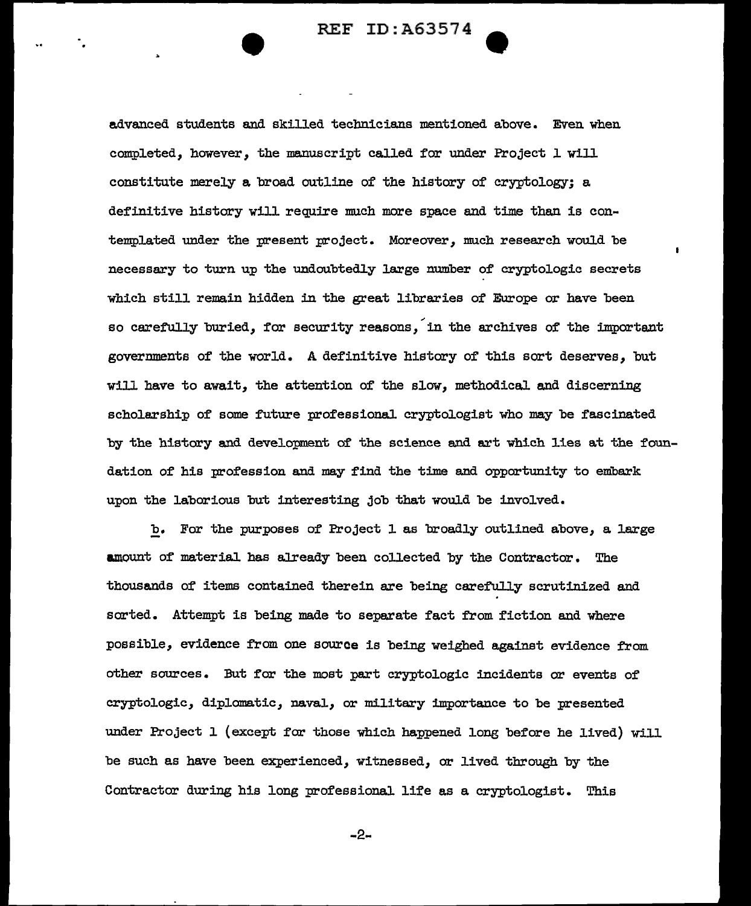advanced students and skilled technicians mentioned above. Even when completed, however, the manuscript called for under Project 1 will constitute merely a broad outline of the history of cryptology; a definitive history will require much more space and time than is contemplated under the present project. Moreover, much research would be necessary to turn up the undoubtedly large number of cryptologic secrets which still remain hidden in the great libraries of Europe or have been so carefully buried, for security reasons, in the archives of the important governments of the world. A definitive history of this sort deserves, but will have to await, the attention of the slow, methodical and discerning scholarship of some future professional cryptologist who may be fascinated by the history and development of the science and art which lies at the foundation of his profession and may find the time and opportunity to embark upon the laborious but interesting job that would be involved.

b. For the purposes of Project 1 as broadly outlined above, a large amount of material has already been collected by the Contractor. The thousands of items contained therein are being carefully scrutinized and sorted. Attempt is being made to separate fact from fiction and where possible, evidence from one source is being weighed against evidence from other sources. But for the most part cryptologic incidents or events of cryptologic, diplomatic, naval, or military importance to be presented under Project 1 (except for those which happened long before he lived) will be such as have been experienced, witnessed, or lived through by the Contractor during his long professional life as a cryptologist. This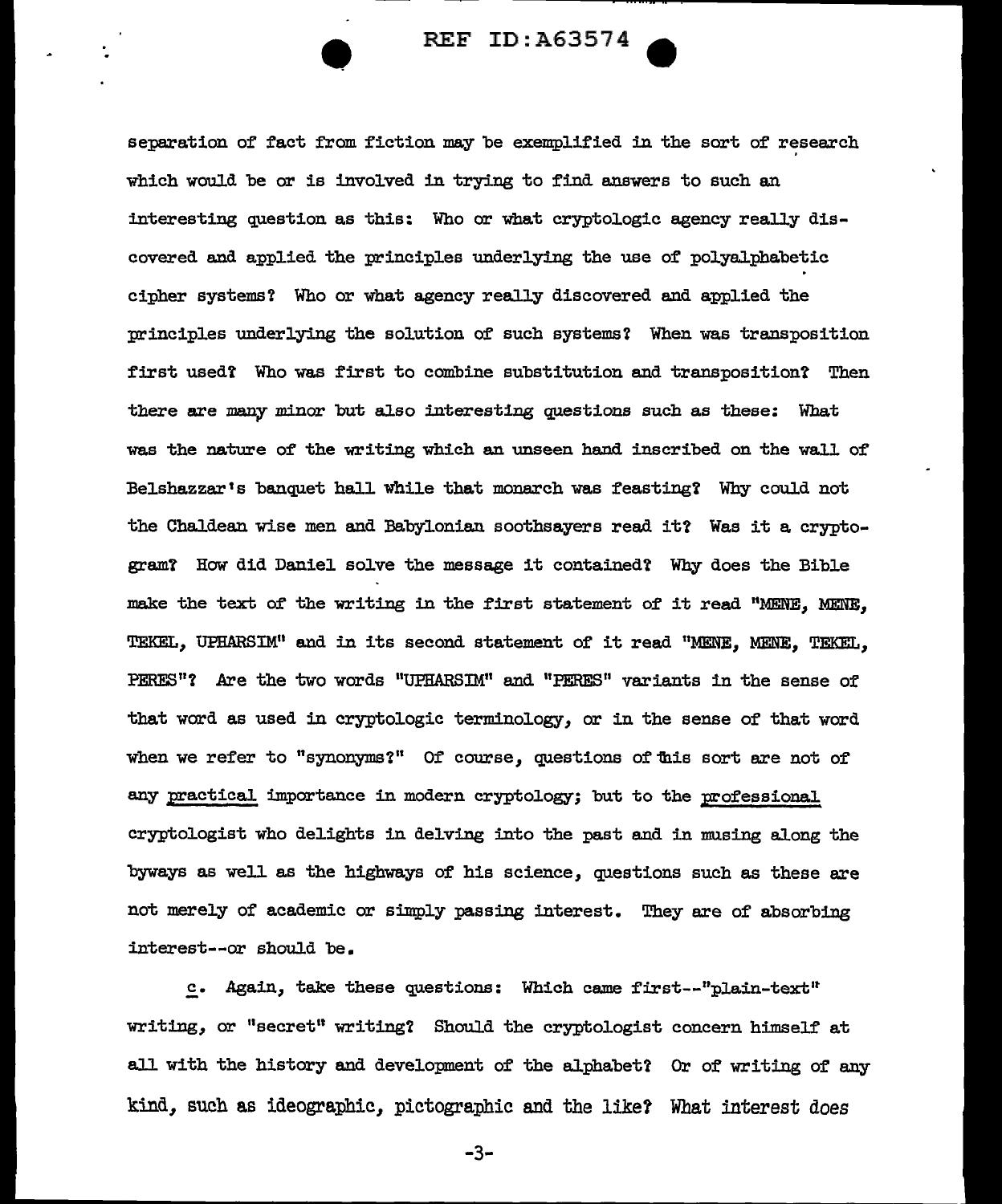separation of fact from fiction may be exemplified in the sort of research which would be or is involved in trying to find answers to such an interesting question as this: Who or what cryptologic agency really discovered and applied the principles underlying the use of polyalphabetic cipher systems? Who or what agency really discovered and applied the principles underlying the solution of such systems? When was transposition first used? Who was first to combine substitution and transposition? Then there are many minor but also interesting questions such as these: What was the nature of the writing which an unseen hand inscribed on the wall of Belshazzar's banquet hall while that monarch was feasting? Why could not the Chaldean wise men and Babylonian soothsayers read it? Was it a cryptogram? How did Daniel solve the message it contained? Why does the Bible make the text of the writing in the first statement of it read "MENE, MENE, TEKEL, UPHARSIM" and in its second statement of it read "MENE, MENE, TEKEL, PERES"? Are the two words "UPHARSIM" and "PERES" variants in the sense of that word as used in cryptologic terminology, or in the sense of that word when we refer to "synonyms?" Of course, questions of this sort are not of any practical importance in modern cryptology; but to the professional cryptologist who delights in delving into the past and in musing along the byways as well as the highways of his science, questions such as these are not merely of academic or simply passing interest. They are of absorbing interest--or should be.

c. Again, take these questions: Which came first--"plain-text" writing, or "secret" writing? Should the cryptologist concern himself at all with the history and development of the alphabet? Or of writing of any kind, such as ideographic, pictographic and the like? What interest does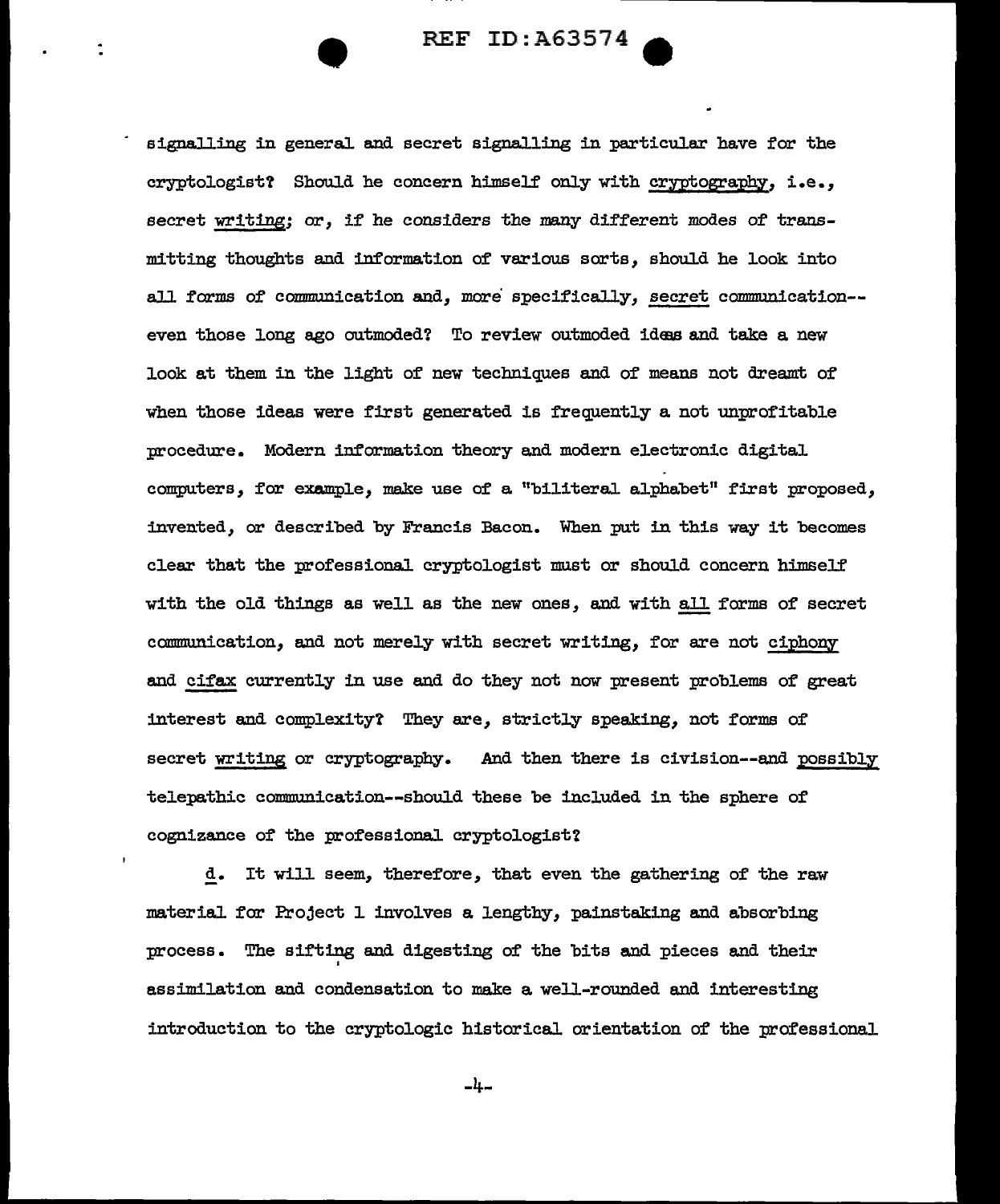signalling in general and secret signalling in particular have for the cryptologist? Should he concern himself only with <u>cryptography</u>, i.e., secret <u>writing</u>; or, if he considers the many different modes of transmitting thoughts and information of various sorts, should he look into all forms of communication and, more specifically, <u>secret</u> communication--even those long ago outmoded? To review outmoded ideas and take a new look at them in the light of new techniques and of means not dreamt of when those ideas were first generated is frequently a not unprofitable procedure. Modern information theory and modern electronic digital computers, for example, make use of a "biliteral alphabet" first proposed, invented, or described by Francis Bacon. When put in this way it becomes clear that the professional cryptologist must or should concern himself with the old things as well as the new ones, and with <u>all</u> forms of secret communication, and not merely with secret writing, for are not <u>ciphony</u> and <u>cifax</u> currently in use and do they not now present problems of great interest and complexity? They are, strictly speaking, not forms of secret <u>writing</u> or cryptography. And then there is civision--and <u>possibly</u> telepathic communication--should these be included in the sphere of cognizance of the professional cryptologist?

<u>d</u>. It will seem, therefore, that even the gathering of the raw material for Project 1 involves a lengthy, painstaking and absorbing process. The sifting and digesting of the bits and pieces and their assimilation and condensation to make a well-rounded and interesting introduction to the cryptologic historical orientation of the professional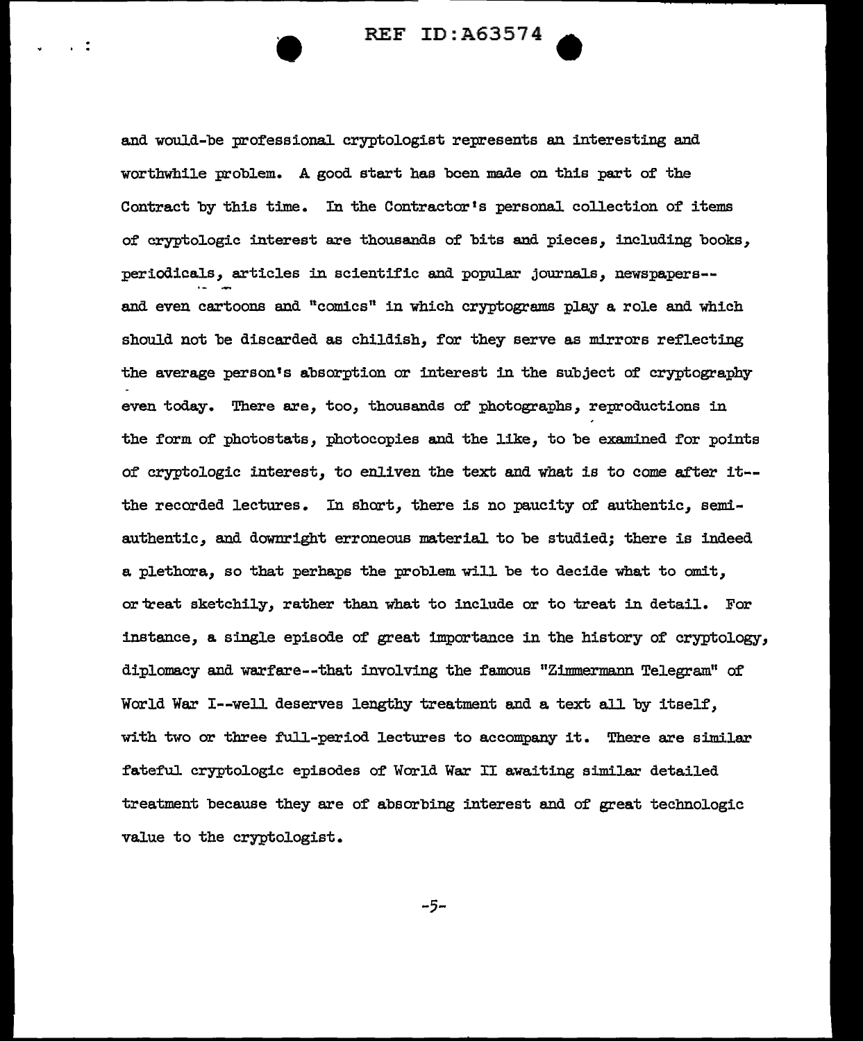and would-be professional cryptologist represents an interesting and worthwhile problem. A good start has been made on this part of the Contract by this time. In the Contractor's personal collection of items of cryptologic interest are thousands of bits and pieces, including books, periodicals, articles in scientific and popular journals, newspapers-- and even cartoons and "comics" in which cryptograms play a role and which should not be discarded as childish, for they serve as mirrors reflecting the average person's absorption or interest in the subject of cryptography even today. There are, too, thousands of photographs, reproductions in the form of photostats, photocopies and the like, to be examined for points of cryptologic interest, to enliven the text and what is to come after it-- the recorded lectures. In short, there is no paucity of authentic, semi-authentic, and downright erroneous material to be studied; there is indeed a plethora, so that perhaps the problem will be to decide what to omit, or treat sketchily, rather than what to include or to treat in detail. For instance, a single episode of great importance in the history of cryptology, diplomacy and warfare--that involving the famous "Zimmermann Telegram" of World War I--well deserves lengthy treatment and a text all by itself, with two or three full-period lectures to accompany it. There are similar fateful cryptologic episodes of World War II awaiting similar detailed treatment because they are of absorbing interest and of great technologic value to the cryptologist.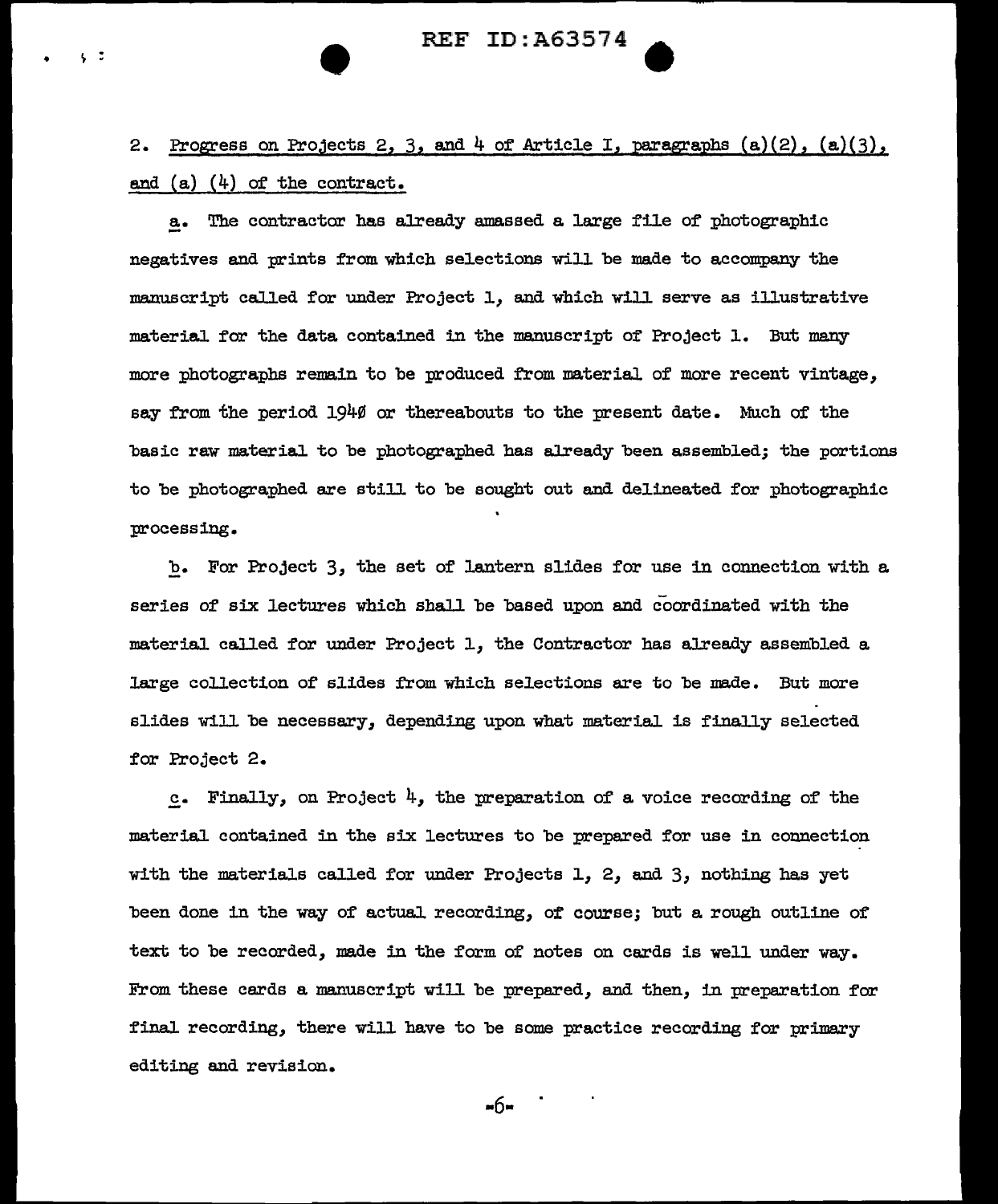2. <u>Progress on Projects 2, 3, and 4 of Article I, paragraphs (a)(2), (a)(3), and (a) (4) of the contract.</u>

<u>a</u>. The contractor has already amassed a large file of photographic negatives and prints from which selections will be made to accompany the manuscript called for under Project 1, and which will serve as illustrative material for the data contained in the manuscript of Project 1. But many more photographs remain to be produced from material of more recent vintage, say from the period 1940 or thereabouts to the present date. Much of the basic raw material to be photographed has already been assembled; the portions to be photographed are still to be sought out and delineated for photographic processing.

<u>b</u>. For Project 3, the set of lantern slides for use in connection with a series of six lectures which shall be based upon and coördinated with the material called for under Project 1, the Contractor has already assembled a large collection of slides from which selections are to be made. But more slides will be necessary, depending upon what material is finally selected for Project 2.

<u>c</u>. Finally, on Project 4, the preparation of a voice recording of the material contained in the six lectures to be prepared for use in connection with the materials called for under Projects 1, 2, and 3, nothing has yet been done in the way of actual recording, of course; but a rough outline of text to be recorded, made in the form of notes on cards is well under way. From these cards a manuscript will be prepared, and then, in preparation for final recording, there will have to be some practice recording for primary editing and revision.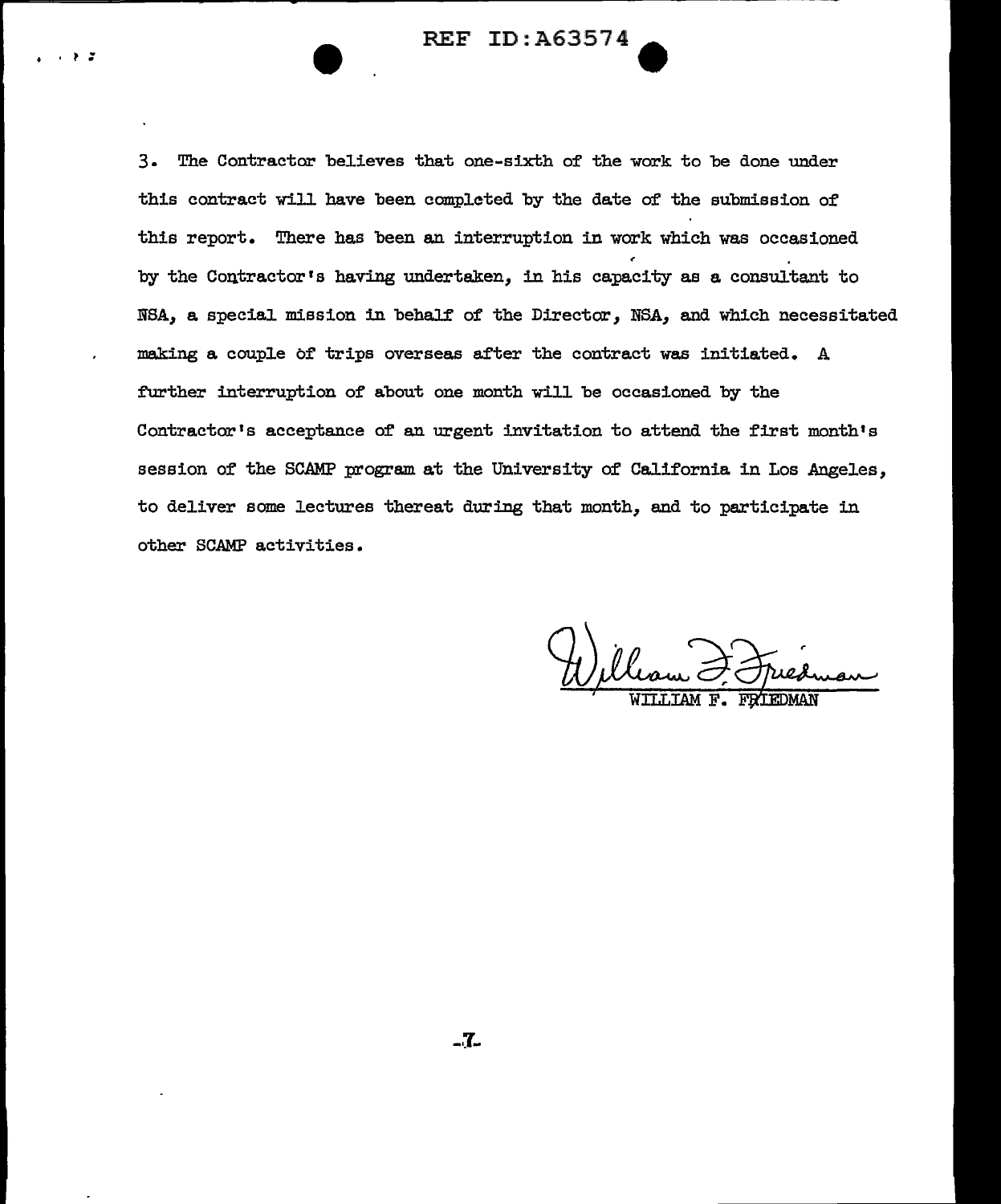3. The Contractor believes that one-sixth of the work to be done under this contract will have been completed by the date of the submission of this report. There has been an interruption in work which was occasioned by the Contractor's having undertaken, in his capacity as a consultant to NSA, a special mission in behalf of the Director, NSA, and which necessitated making a couple of trips overseas after the contract was initiated. A further interruption of about one month will be occasioned by the Contractor's acceptance of an urgent invitation to attend the first month's session of the SCAMP program at the University of California in Los Angeles, to deliver some lectures thereat during that month, and to participate in other SCAMP activities.

William F. Friedman

WILLIAM F. FRIEDMAN